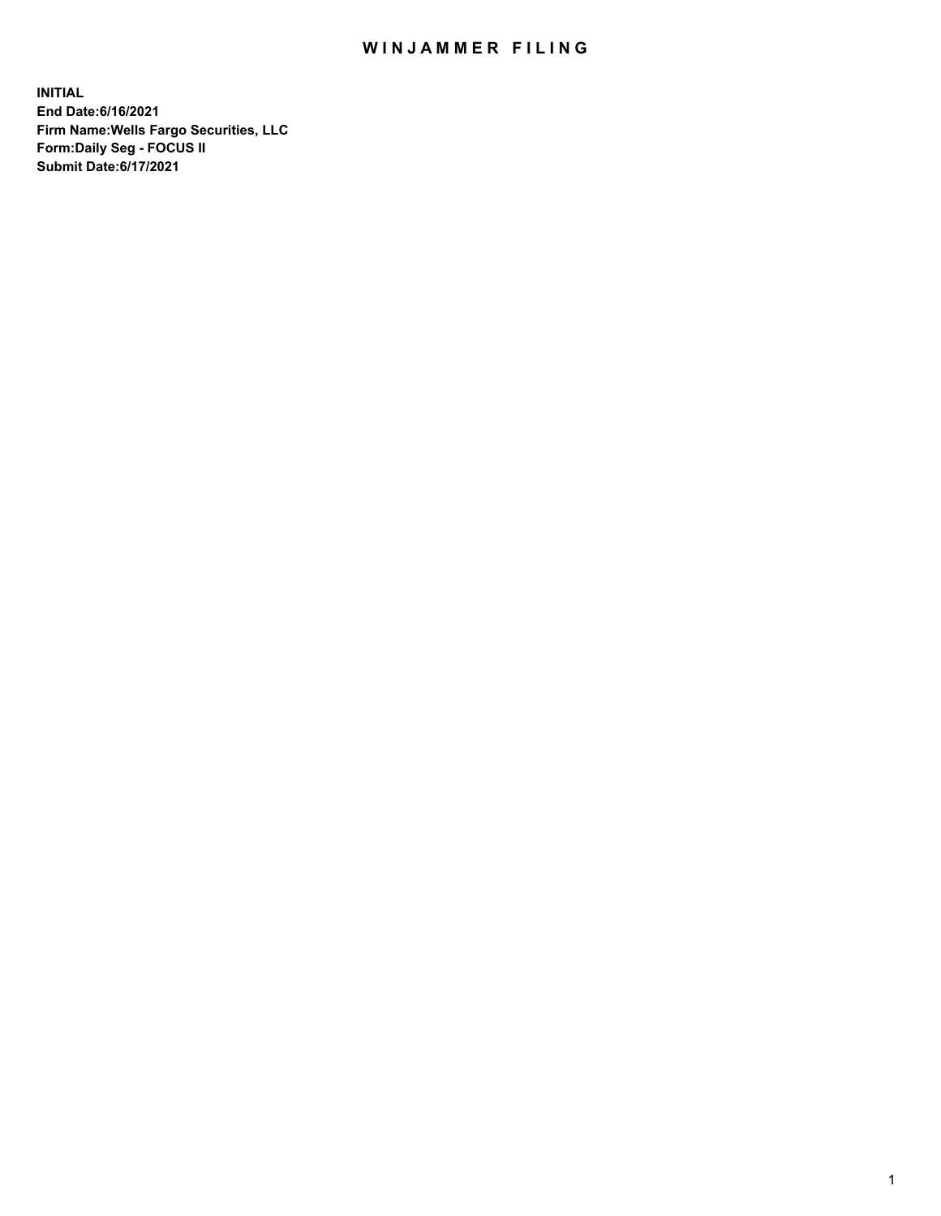# WINJAMMER FILING

**INITIAL**
**End Date:6/16/2021**
**Firm Name:Wells Fargo Securities, LLC**
**Form:Daily Seg - FOCUS II**
**Submit Date:6/17/2021**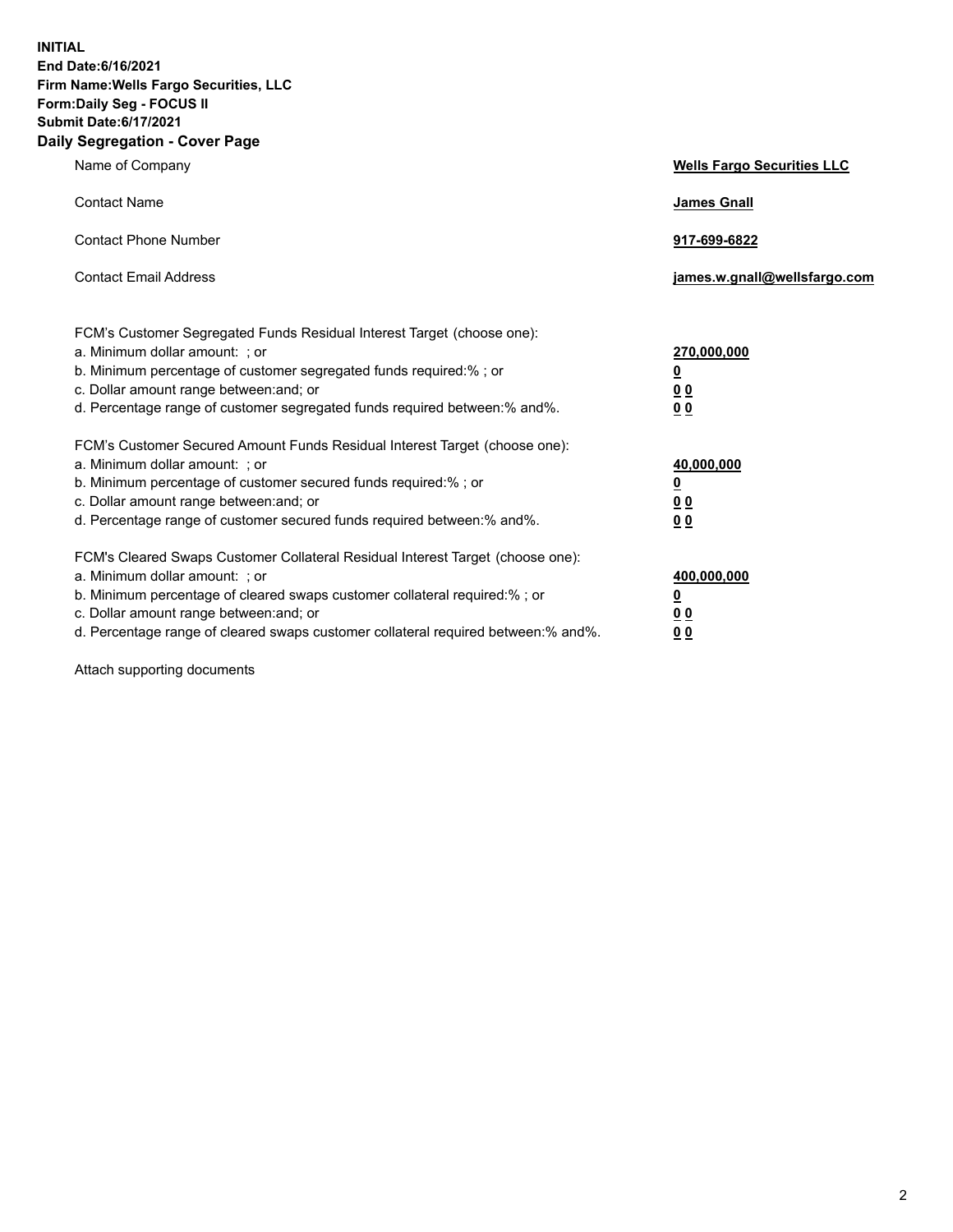**INITIAL**
**End Date:6/16/2021**
**Firm Name:Wells Fargo Securities, LLC**
**Form:Daily Seg - FOCUS II**
**Submit Date:6/17/2021**

## Daily Segregation - Cover Page

| | |
|---|---|
| Name of Company | **Wells Fargo Securities LLC** |
| Contact Name | **James Gnall** |
| Contact Phone Number | **917-699-6822** |
| Contact Email Address | **james.w.gnall@wellsfargo.com** |

| | |
|---|---|
| FCM's Customer Segregated Funds Residual Interest Target (choose one): | |
| a. Minimum dollar amount: ; or | **270,000,000** |
| b. Minimum percentage of customer segregated funds required:% ; or | **0** |
| c. Dollar amount range between:and; or | **0 0** |
| d. Percentage range of customer segregated funds required between:% and%. | **0 0** |
| FCM's Customer Secured Amount Funds Residual Interest Target (choose one): | |
| a. Minimum dollar amount: ; or | **40,000,000** |
| b. Minimum percentage of customer secured funds required:% ; or | **0** |
| c. Dollar amount range between:and; or | **0 0** |
| d. Percentage range of customer secured funds required between:% and%. | **0 0** |
| FCM's Cleared Swaps Customer Collateral Residual Interest Target (choose one): | |
| a. Minimum dollar amount: ; or | **400,000,000** |
| b. Minimum percentage of cleared swaps customer collateral required:% ; or | **0** |
| c. Dollar amount range between:and; or | **0 0** |
| d. Percentage range of cleared swaps customer collateral required between:% and%. | **0 0** |

Attach supporting documents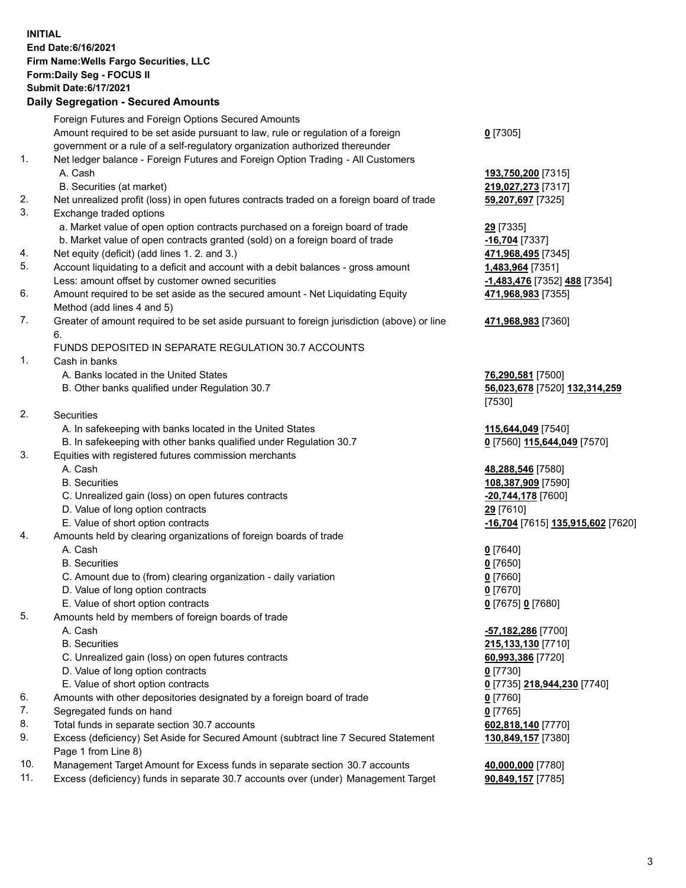**INITIAL**
**End Date:6/16/2021**
**Firm Name:Wells Fargo Securities, LLC**
**Form:Daily Seg - FOCUS II**
**Submit Date:6/17/2021**

## Daily Segregation - Secured Amounts

| | | |
|---|---|---|
| | Foreign Futures and Foreign Options Secured Amounts | |
| | Amount required to be set aside pursuant to law, rule or regulation of a foreign government or a rule of a self-regulatory organization authorized thereunder | **0** [7305] |
| 1. | Net ledger balance - Foreign Futures and Foreign Option Trading - All Customers | |
| | A. Cash | **193,750,200** [7315] |
| | B. Securities (at market) | **219,027,273** [7317] |
| 2. | Net unrealized profit (loss) in open futures contracts traded on a foreign board of trade | **59,207,697** [7325] |
| 3. | Exchange traded options | |
| | a. Market value of open option contracts purchased on a foreign board of trade | **29** [7335] |
| | b. Market value of open contracts granted (sold) on a foreign board of trade | **-16,704** [7337] |
| 4. | Net equity (deficit) (add lines 1. 2. and 3.) | **471,968,495** [7345] |
| 5. | Account liquidating to a deficit and account with a debit balances - gross amount | **1,483,964** [7351] |
| | Less: amount offset by customer owned securities | **-1,483,476** [7352] **488** [7354] |
| 6. | Amount required to be set aside as the secured amount - Net Liquidating Equity Method (add lines 4 and 5) | **471,968,983** [7355] |
| 7. | Greater of amount required to be set aside pursuant to foreign jurisdiction (above) or line 6. | **471,968,983** [7360] |
| | FUNDS DEPOSITED IN SEPARATE REGULATION 30.7 ACCOUNTS | |
| 1. | Cash in banks | |
| | A. Banks located in the United States | **76,290,581** [7500] |
| | B. Other banks qualified under Regulation 30.7 | **56,023,678** [7520] **132,314,259** [7530] |
| 2. | Securities | |
| | A. In safekeeping with banks located in the United States | **115,644,049** [7540] |
| | B. In safekeeping with other banks qualified under Regulation 30.7 | **0** [7560] **115,644,049** [7570] |
| 3. | Equities with registered futures commission merchants | |
| | A. Cash | **48,288,546** [7580] |
| | B. Securities | **108,387,909** [7590] |
| | C. Unrealized gain (loss) on open futures contracts | **-20,744,178** [7600] |
| | D. Value of long option contracts | **29** [7610] |
| | E. Value of short option contracts | **-16,704** [7615] **135,915,602** [7620] |
| 4. | Amounts held by clearing organizations of foreign boards of trade | |
| | A. Cash | **0** [7640] |
| | B. Securities | **0** [7650] |
| | C. Amount due to (from) clearing organization - daily variation | **0** [7660] |
| | D. Value of long option contracts | **0** [7670] |
| | E. Value of short option contracts | **0** [7675] **0** [7680] |
| 5. | Amounts held by members of foreign boards of trade | |
| | A. Cash | **-57,182,286** [7700] |
| | B. Securities | **215,133,130** [7710] |
| | C. Unrealized gain (loss) on open futures contracts | **60,993,386** [7720] |
| | D. Value of long option contracts | **0** [7730] |
| | E. Value of short option contracts | **0** [7735] **218,944,230** [7740] |
| 6. | Amounts with other depositories designated by a foreign board of trade | **0** [7760] |
| 7. | Segregated funds on hand | **0** [7765] |
| 8. | Total funds in separate section 30.7 accounts | **602,818,140** [7770] |
| 9. | Excess (deficiency) Set Aside for Secured Amount (subtract line 7 Secured Statement Page 1 from Line 8) | **130,849,157** [7380] |
| 10. | Management Target Amount for Excess funds in separate section 30.7 accounts | **40,000,000** [7780] |
| 11. | Excess (deficiency) funds in separate 30.7 accounts over (under) Management Target | **90,849,157** [7785] |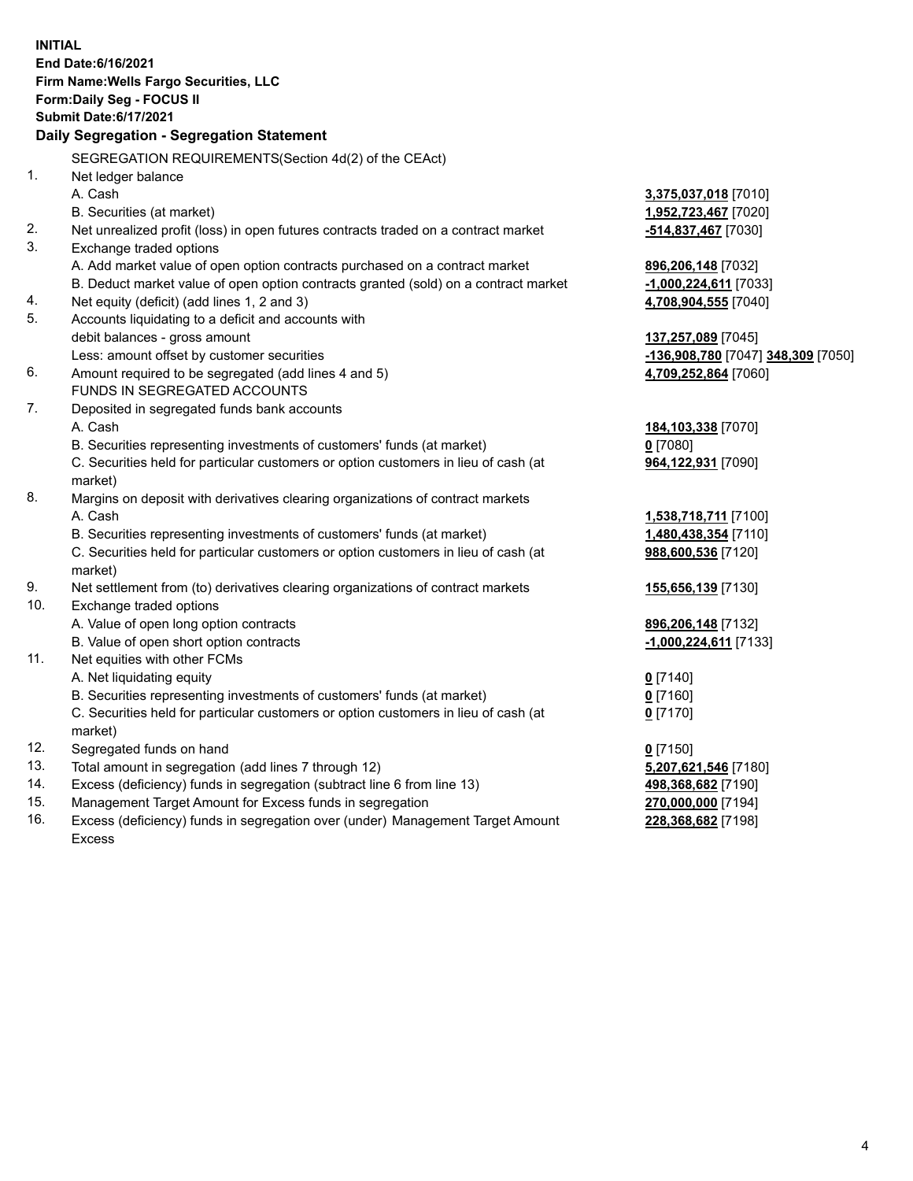**INITIAL**
**End Date:6/16/2021**
**Firm Name:Wells Fargo Securities, LLC**
**Form:Daily Seg - FOCUS II**
**Submit Date:6/17/2021**

### Daily Segregation - Segregation Statement

SEGREGATION REQUIREMENTS(Section 4d(2) of the CEAct)

| | | |
|---|---|---|
| 1. | Net ledger balance | |
| | A. Cash | **3,375,037,018** [7010] |
| | B. Securities (at market) | **1,952,723,467** [7020] |
| 2. | Net unrealized profit (loss) in open futures contracts traded on a contract market | **-514,837,467** [7030] |
| 3. | Exchange traded options | |
| | A. Add market value of open option contracts purchased on a contract market | **896,206,148** [7032] |
| | B. Deduct market value of open option contracts granted (sold) on a contract market | **-1,000,224,611** [7033] |
| 4. | Net equity (deficit) (add lines 1, 2 and 3) | **4,708,904,555** [7040] |
| 5. | Accounts liquidating to a deficit and accounts with debit balances - gross amount | **137,257,089** [7045] |
| | Less: amount offset by customer securities | **-136,908,780** [7047] **348,309** [7050] |
| 6. | Amount required to be segregated (add lines 4 and 5) | **4,709,252,864** [7060] |
| | FUNDS IN SEGREGATED ACCOUNTS | |
| 7. | Deposited in segregated funds bank accounts | |
| | A. Cash | **184,103,338** [7070] |
| | B. Securities representing investments of customers' funds (at market) | **0** [7080] |
| | C. Securities held for particular customers or option customers in lieu of cash (at market) | **964,122,931** [7090] |
| 8. | Margins on deposit with derivatives clearing organizations of contract markets | |
| | A. Cash | **1,538,718,711** [7100] |
| | B. Securities representing investments of customers' funds (at market) | **1,480,438,354** [7110] |
| | C. Securities held for particular customers or option customers in lieu of cash (at market) | **988,600,536** [7120] |
| 9. | Net settlement from (to) derivatives clearing organizations of contract markets | **155,656,139** [7130] |
| 10. | Exchange traded options | |
| | A. Value of open long option contracts | **896,206,148** [7132] |
| | B. Value of open short option contracts | **-1,000,224,611** [7133] |
| 11. | Net equities with other FCMs | |
| | A. Net liquidating equity | **0** [7140] |
| | B. Securities representing investments of customers' funds (at market) | **0** [7160] |
| | C. Securities held for particular customers or option customers in lieu of cash (at market) | **0** [7170] |
| 12. | Segregated funds on hand | **0** [7150] |
| 13. | Total amount in segregation (add lines 7 through 12) | **5,207,621,546** [7180] |
| 14. | Excess (deficiency) funds in segregation (subtract line 6 from line 13) | **498,368,682** [7190] |
| 15. | Management Target Amount for Excess funds in segregation | **270,000,000** [7194] |
| 16. | Excess (deficiency) funds in segregation over (under) Management Target Amount Excess | **228,368,682** [7198] |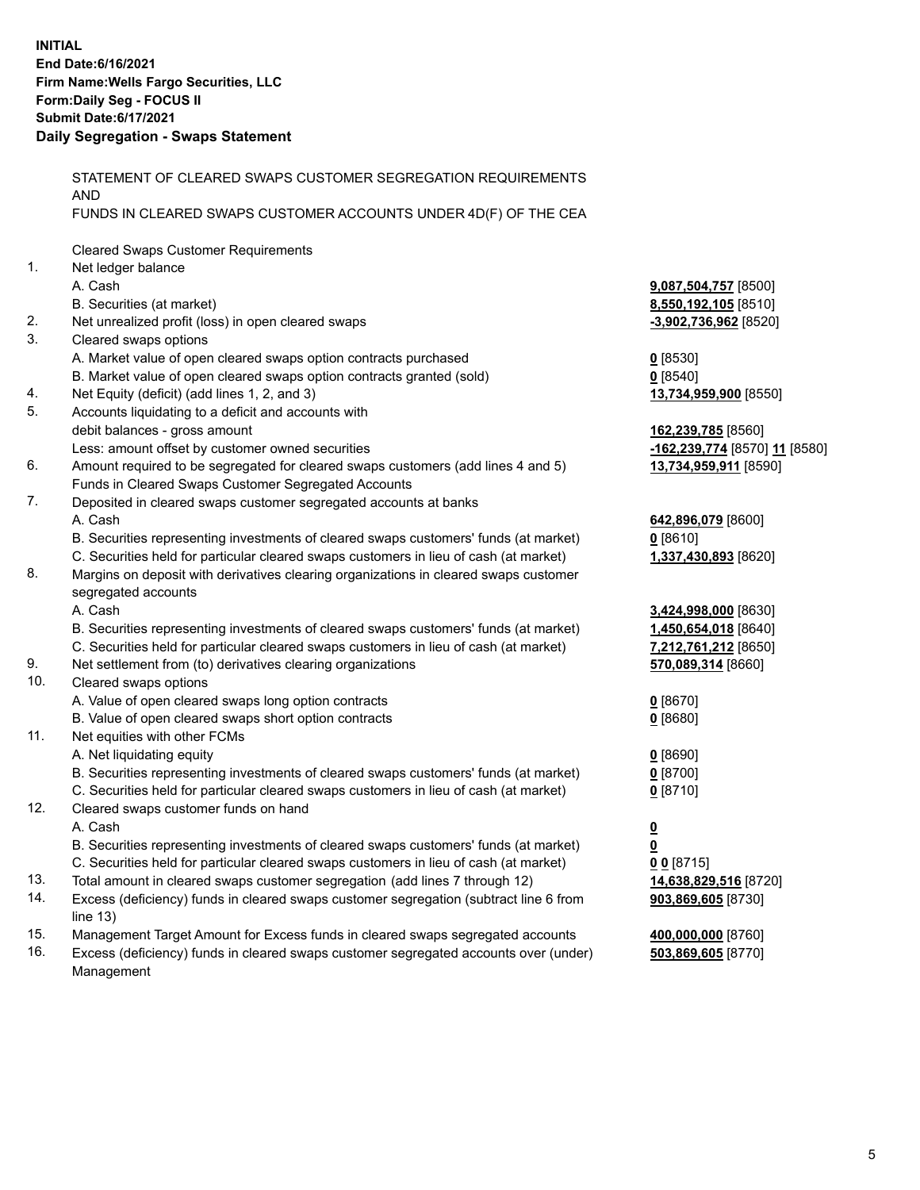**INITIAL**
**End Date:6/16/2021**
**Firm Name:Wells Fargo Securities, LLC**
**Form:Daily Seg - FOCUS II**
**Submit Date:6/17/2021**
**Daily Segregation - Swaps Statement**

STATEMENT OF CLEARED SWAPS CUSTOMER SEGREGATION REQUIREMENTS AND FUNDS IN CLEARED SWAPS CUSTOMER ACCOUNTS UNDER 4D(F) OF THE CEA

| | | |
|---|---|---|
| | Cleared Swaps Customer Requirements | |
| 1. | Net ledger balance | |
| | A. Cash | **9,087,504,757** [8500] |
| | B. Securities (at market) | **8,550,192,105** [8510] |
| 2. | Net unrealized profit (loss) in open cleared swaps | **-3,902,736,962** [8520] |
| 3. | Cleared swaps options | |
| | A. Market value of open cleared swaps option contracts purchased | **0** [8530] |
| | B. Market value of open cleared swaps option contracts granted (sold) | **0** [8540] |
| 4. | Net Equity (deficit) (add lines 1, 2, and 3) | **13,734,959,900** [8550] |
| 5. | Accounts liquidating to a deficit and accounts with debit balances - gross amount | **162,239,785** [8560] |
| | Less: amount offset by customer owned securities | **-162,239,774** [8570] **11** [8580] |
| 6. | Amount required to be segregated for cleared swaps customers (add lines 4 and 5) | **13,734,959,911** [8590] |
| | Funds in Cleared Swaps Customer Segregated Accounts | |
| 7. | Deposited in cleared swaps customer segregated accounts at banks | |
| | A. Cash | **642,896,079** [8600] |
| | B. Securities representing investments of cleared swaps customers' funds (at market) | **0** [8610] |
| | C. Securities held for particular cleared swaps customers in lieu of cash (at market) | **1,337,430,893** [8620] |
| 8. | Margins on deposit with derivatives clearing organizations in cleared swaps customer segregated accounts | |
| | A. Cash | **3,424,998,000** [8630] |
| | B. Securities representing investments of cleared swaps customers' funds (at market) | **1,450,654,018** [8640] |
| | C. Securities held for particular cleared swaps customers in lieu of cash (at market) | **7,212,761,212** [8650] |
| 9. | Net settlement from (to) derivatives clearing organizations | **570,089,314** [8660] |
| 10. | Cleared swaps options | |
| | A. Value of open cleared swaps long option contracts | **0** [8670] |
| | B. Value of open cleared swaps short option contracts | **0** [8680] |
| 11. | Net equities with other FCMs | |
| | A. Net liquidating equity | **0** [8690] |
| | B. Securities representing investments of cleared swaps customers' funds (at market) | **0** [8700] |
| | C. Securities held for particular cleared swaps customers in lieu of cash (at market) | **0** [8710] |
| 12. | Cleared swaps customer funds on hand | |
| | A. Cash | **0** |
| | B. Securities representing investments of cleared swaps customers' funds (at market) | **0** |
| | C. Securities held for particular cleared swaps customers in lieu of cash (at market) | **0** **0** [8715] |
| 13. | Total amount in cleared swaps customer segregation (add lines 7 through 12) | **14,638,829,516** [8720] |
| 14. | Excess (deficiency) funds in cleared swaps customer segregation (subtract line 6 from line 13) | **903,869,605** [8730] |
| 15. | Management Target Amount for Excess funds in cleared swaps segregated accounts | **400,000,000** [8760] |
| 16. | Excess (deficiency) funds in cleared swaps customer segregated accounts over (under) Management | **503,869,605** [8770] |